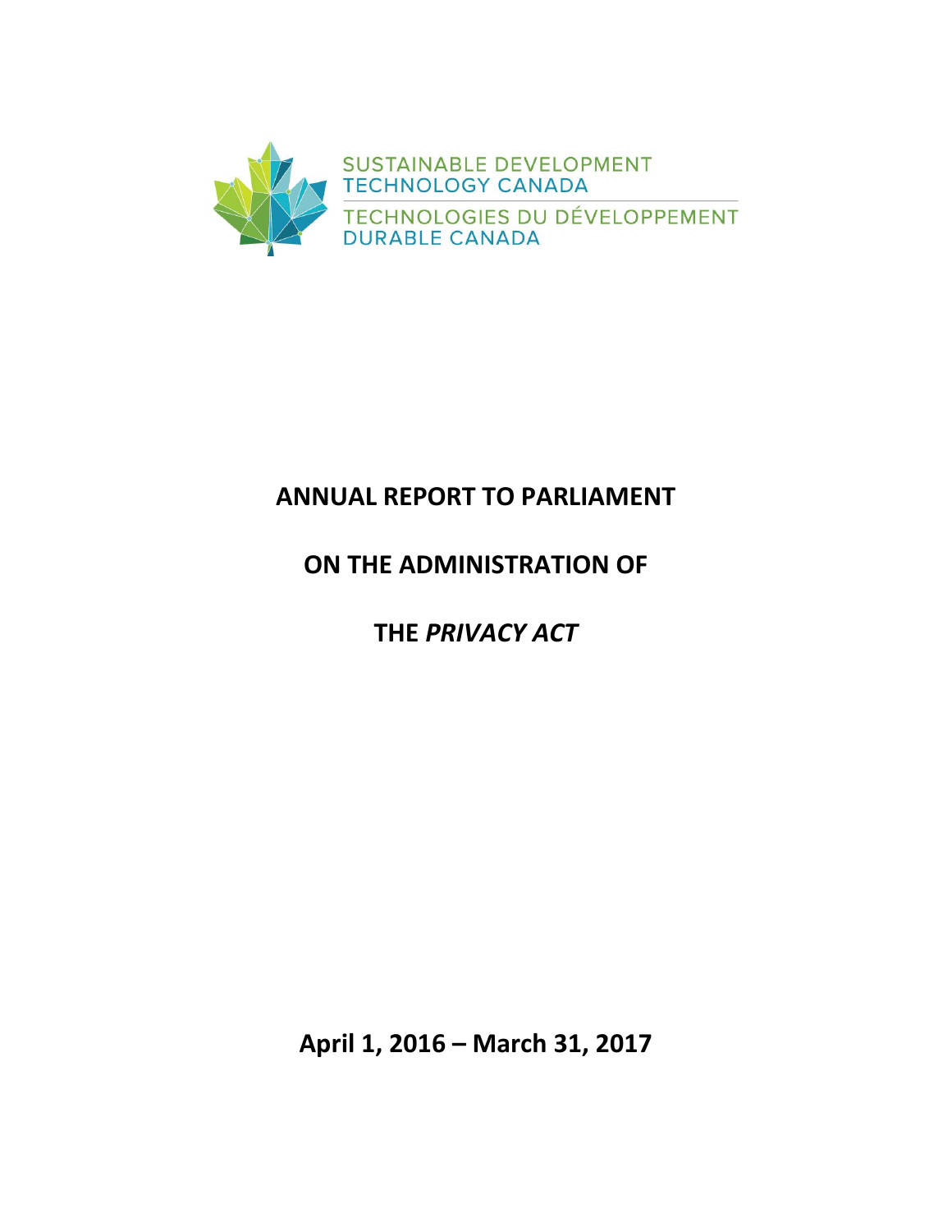SUSTAINABLE DEVELOPMENT TECHNOLOGY CANADA

TECHNOLOGIES DU DÉVELOPPEMENT DURABLE CANADA

# ANNUAL REPORT TO PARLIAMENT

# ON THE ADMINISTRATION OF

# THE *PRIVACY ACT*

**April 1, 2016 – March 31, 2017**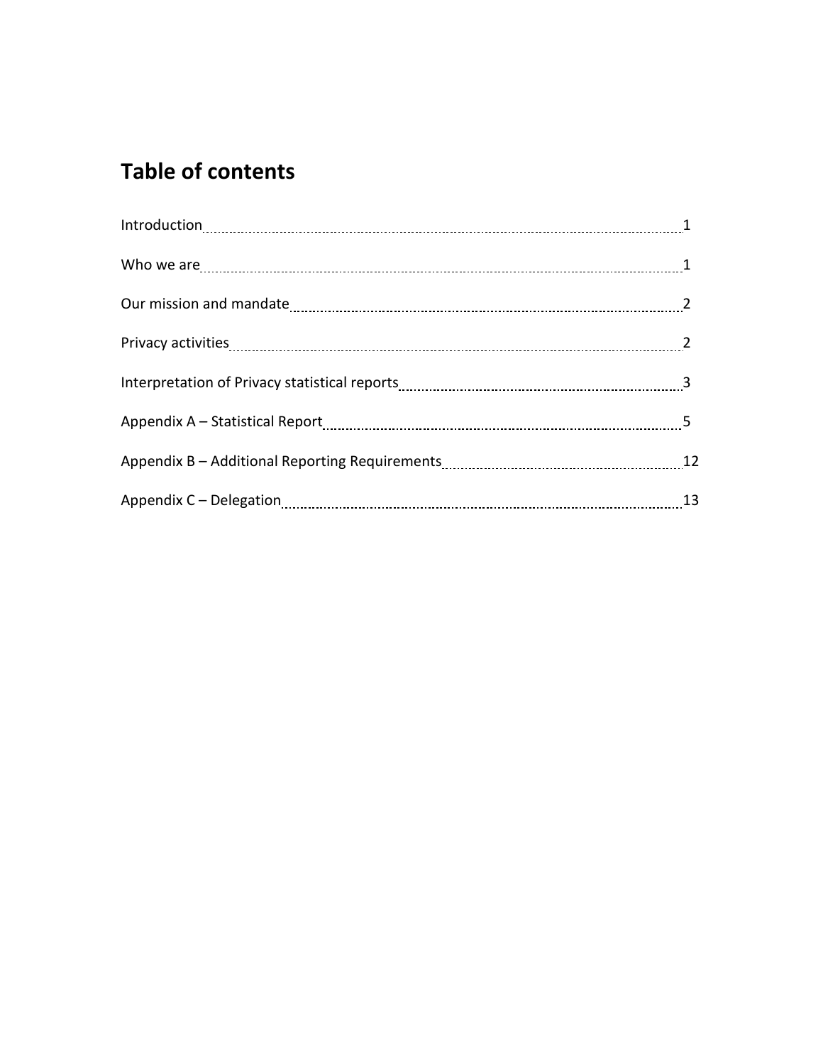## Table of contents

- Introduction ........ 1
- Who we are ........ 1
- Our mission and mandate ........ 2
- Privacy activities ........ 2
- Interpretation of Privacy statistical reports ........ 3
- Appendix A – Statistical Report ........ 5
- Appendix B – Additional Reporting Requirements ........ 12
- Appendix C – Delegation ........ 13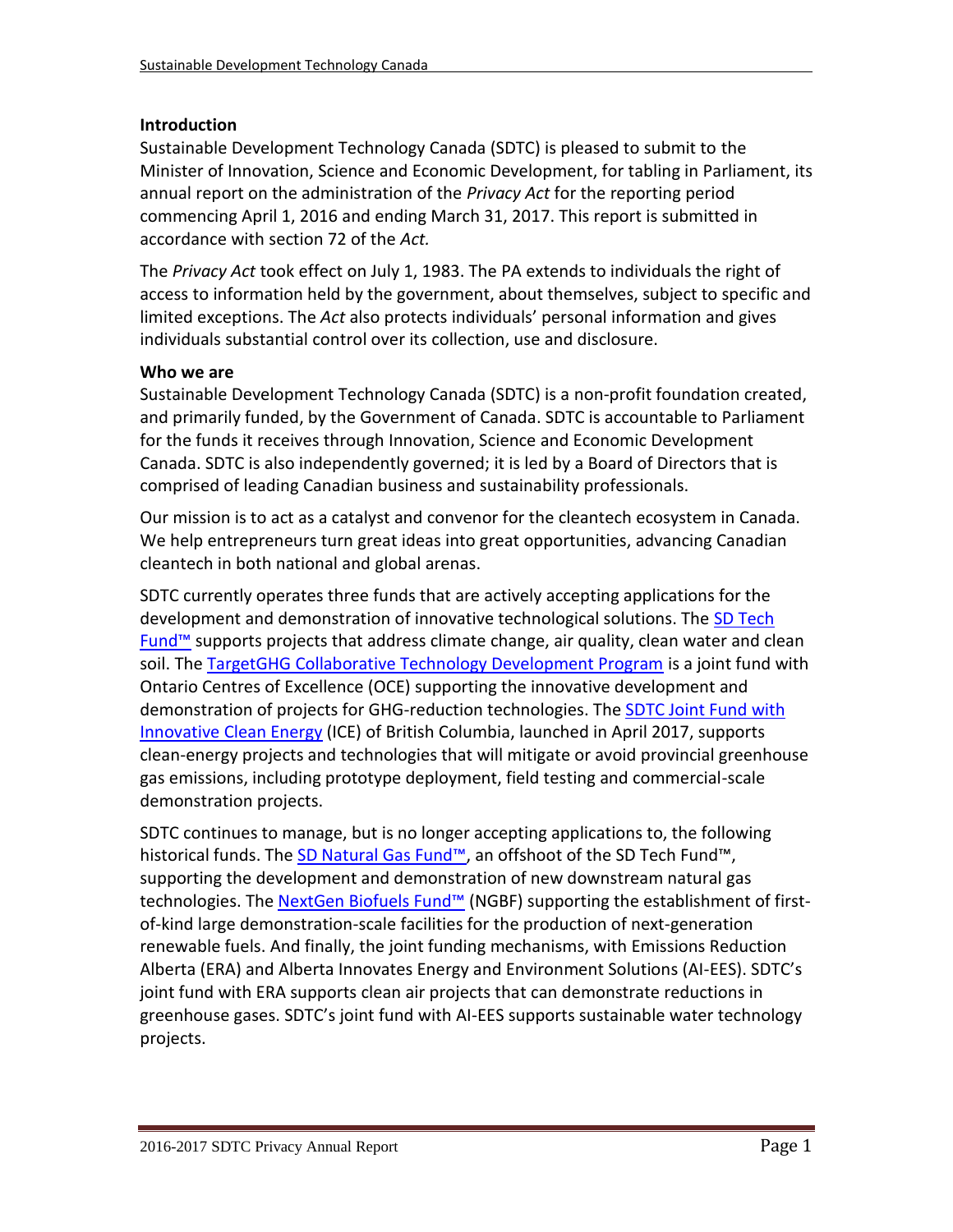## Introduction

Sustainable Development Technology Canada (SDTC) is pleased to submit to the Minister of Innovation, Science and Economic Development, for tabling in Parliament, its annual report on the administration of the *Privacy Act* for the reporting period commencing April 1, 2016 and ending March 31, 2017. This report is submitted in accordance with section 72 of the *Act.*

The *Privacy Act* took effect on July 1, 1983. The PA extends to individuals the right of access to information held by the government, about themselves, subject to specific and limited exceptions. The *Act* also protects individuals' personal information and gives individuals substantial control over its collection, use and disclosure.

## Who we are

Sustainable Development Technology Canada (SDTC) is a non-profit foundation created, and primarily funded, by the Government of Canada. SDTC is accountable to Parliament for the funds it receives through Innovation, Science and Economic Development Canada. SDTC is also independently governed; it is led by a Board of Directors that is comprised of leading Canadian business and sustainability professionals.

Our mission is to act as a catalyst and convenor for the cleantech ecosystem in Canada. We help entrepreneurs turn great ideas into great opportunities, advancing Canadian cleantech in both national and global arenas.

SDTC currently operates three funds that are actively accepting applications for the development and demonstration of innovative technological solutions. The SD Tech Fund™ supports projects that address climate change, air quality, clean water and clean soil. The TargetGHG Collaborative Technology Development Program is a joint fund with Ontario Centres of Excellence (OCE) supporting the innovative development and demonstration of projects for GHG-reduction technologies. The SDTC Joint Fund with Innovative Clean Energy (ICE) of British Columbia, launched in April 2017, supports clean-energy projects and technologies that will mitigate or avoid provincial greenhouse gas emissions, including prototype deployment, field testing and commercial-scale demonstration projects.

SDTC continues to manage, but is no longer accepting applications to, the following historical funds. The SD Natural Gas Fund™, an offshoot of the SD Tech Fund™, supporting the development and demonstration of new downstream natural gas technologies. The NextGen Biofuels Fund™ (NGBF) supporting the establishment of first-of-kind large demonstration-scale facilities for the production of next-generation renewable fuels. And finally, the joint funding mechanisms, with Emissions Reduction Alberta (ERA) and Alberta Innovates Energy and Environment Solutions (AI-EES). SDTC's joint fund with ERA supports clean air projects that can demonstrate reductions in greenhouse gases. SDTC's joint fund with AI-EES supports sustainable water technology projects.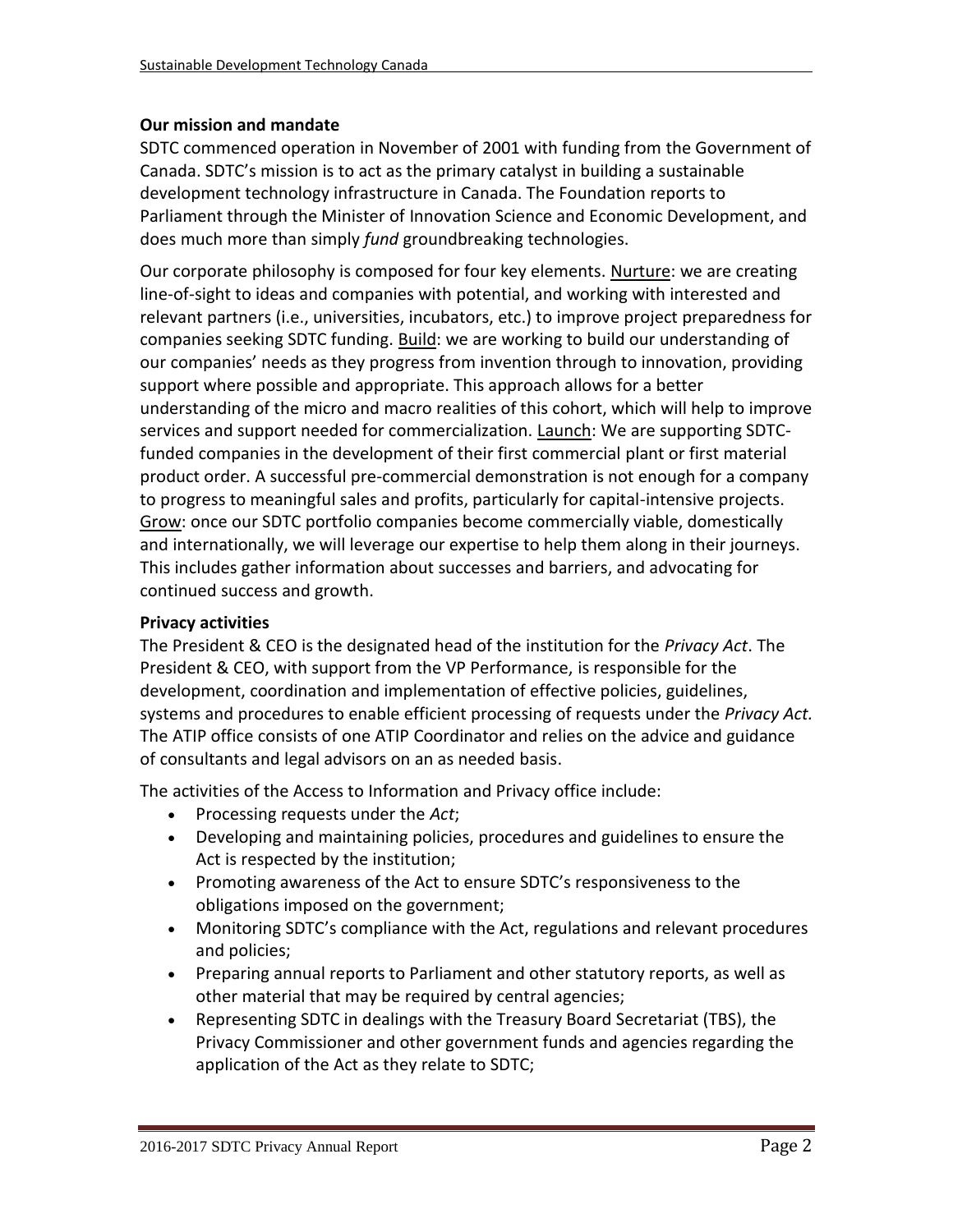**Our mission and mandate**

SDTC commenced operation in November of 2001 with funding from the Government of Canada. SDTC's mission is to act as the primary catalyst in building a sustainable development technology infrastructure in Canada. The Foundation reports to Parliament through the Minister of Innovation Science and Economic Development, and does much more than simply *fund* groundbreaking technologies.

Our corporate philosophy is composed for four key elements. Nurture: we are creating line-of-sight to ideas and companies with potential, and working with interested and relevant partners (i.e., universities, incubators, etc.) to improve project preparedness for companies seeking SDTC funding. Build: we are working to build our understanding of our companies' needs as they progress from invention through to innovation, providing support where possible and appropriate. This approach allows for a better understanding of the micro and macro realities of this cohort, which will help to improve services and support needed for commercialization. Launch: We are supporting SDTC-funded companies in the development of their first commercial plant or first material product order. A successful pre-commercial demonstration is not enough for a company to progress to meaningful sales and profits, particularly for capital-intensive projects. Grow: once our SDTC portfolio companies become commercially viable, domestically and internationally, we will leverage our expertise to help them along in their journeys. This includes gather information about successes and barriers, and advocating for continued success and growth.

**Privacy activities**

The President & CEO is the designated head of the institution for the *Privacy Act*. The President & CEO, with support from the VP Performance, is responsible for the development, coordination and implementation of effective policies, guidelines, systems and procedures to enable efficient processing of requests under the *Privacy Act.* The ATIP office consists of one ATIP Coordinator and relies on the advice and guidance of consultants and legal advisors on an as needed basis.

The activities of the Access to Information and Privacy office include:

- Processing requests under the *Act*;
- Developing and maintaining policies, procedures and guidelines to ensure the Act is respected by the institution;
- Promoting awareness of the Act to ensure SDTC's responsiveness to the obligations imposed on the government;
- Monitoring SDTC's compliance with the Act, regulations and relevant procedures and policies;
- Preparing annual reports to Parliament and other statutory reports, as well as other material that may be required by central agencies;
- Representing SDTC in dealings with the Treasury Board Secretariat (TBS), the Privacy Commissioner and other government funds and agencies regarding the application of the Act as they relate to SDTC;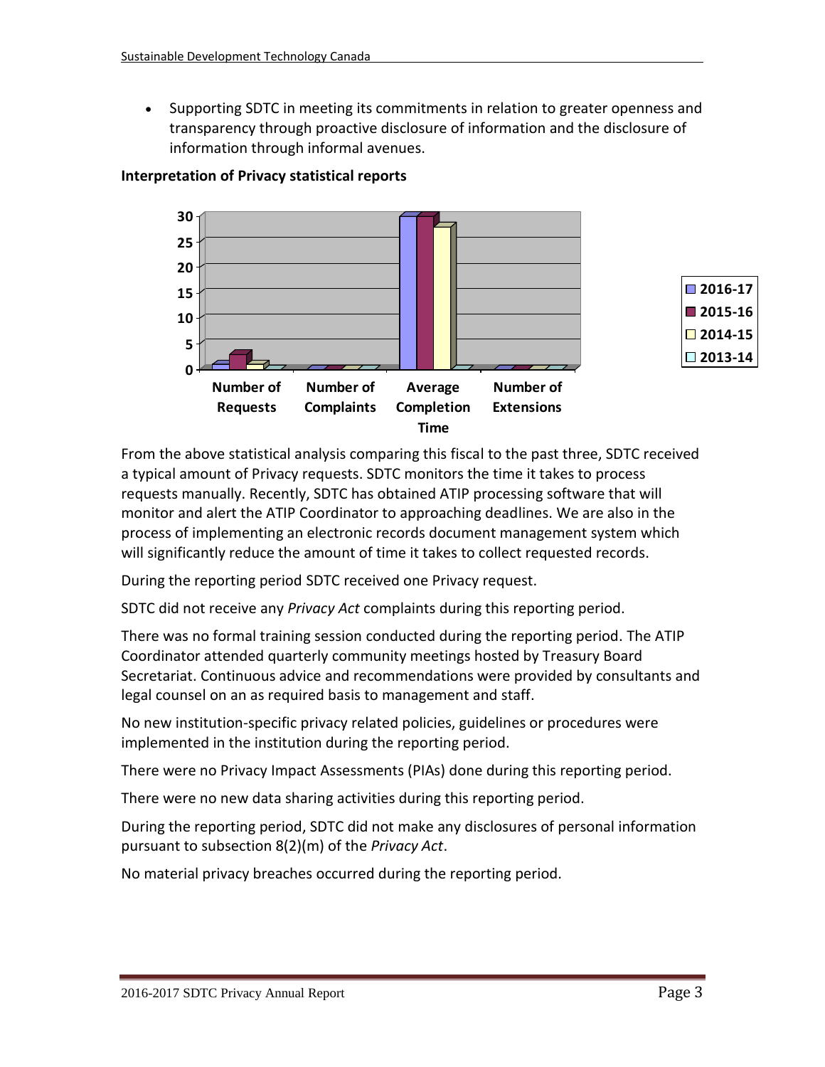- Supporting SDTC in meeting its commitments in relation to greater openness and transparency through proactive disclosure of information and the disclosure of information through informal avenues.

**Interpretation of Privacy statistical reports**

From the above statistical analysis comparing this fiscal to the past three, SDTC received a typical amount of Privacy requests. SDTC monitors the time it takes to process requests manually. Recently, SDTC has obtained ATIP processing software that will monitor and alert the ATIP Coordinator to approaching deadlines. We are also in the process of implementing an electronic records document management system which will significantly reduce the amount of time it takes to collect requested records.

During the reporting period SDTC received one Privacy request.

SDTC did not receive any *Privacy Act* complaints during this reporting period.

There was no formal training session conducted during the reporting period. The ATIP Coordinator attended quarterly community meetings hosted by Treasury Board Secretariat. Continuous advice and recommendations were provided by consultants and legal counsel on an as required basis to management and staff.

No new institution-specific privacy related policies, guidelines or procedures were implemented in the institution during the reporting period.

There were no Privacy Impact Assessments (PIAs) done during this reporting period.

There were no new data sharing activities during this reporting period.

During the reporting period, SDTC did not make any disclosures of personal information pursuant to subsection 8(2)(m) of the *Privacy Act*.

No material privacy breaches occurred during the reporting period.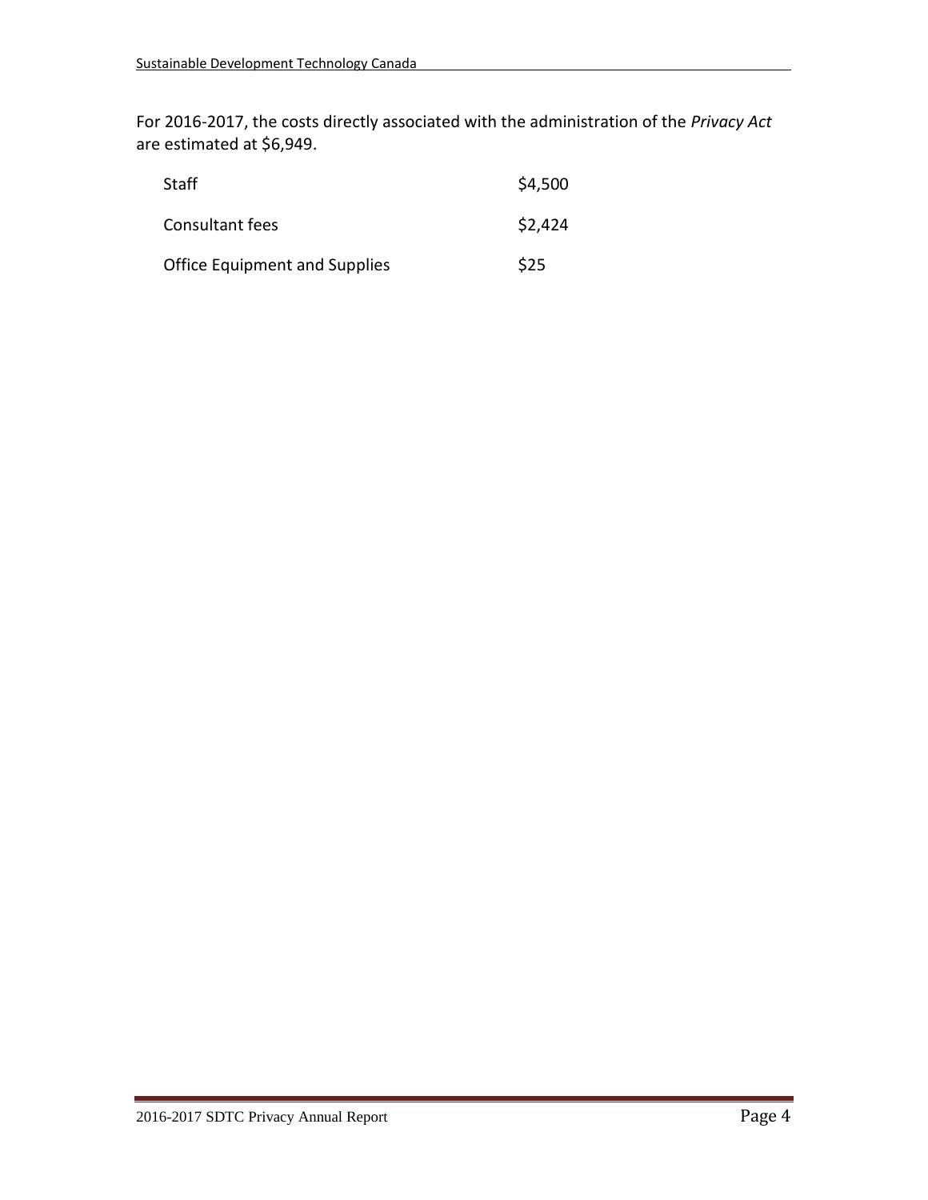For 2016-2017, the costs directly associated with the administration of the *Privacy Act* are estimated at $6,949.

| | |
|---|---|
| Staff | $4,500 |
| Consultant fees | $2,424 |
| Office Equipment and Supplies | $25 |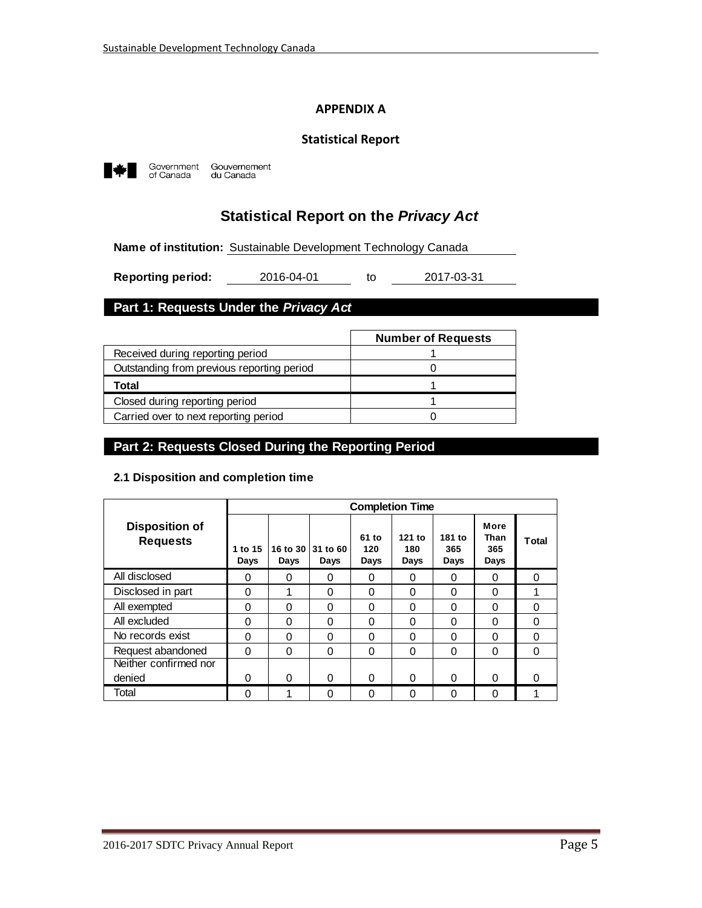## APPENDIX A

### Statistical Report

Government of Canada Gouvernement du Canada

# Statistical Report on the *Privacy Act*

**Name of institution:** Sustainable Development Technology Canada

**Reporting period:** 2016-04-01 to 2017-03-31

## Part 1: Requests Under the *Privacy Act*

| | Number of Requests |
|---|---|
| Received during reporting period | 1 |
| Outstanding from previous reporting period | 0 |
| **Total** | 1 |
| Closed during reporting period | 1 |
| Carried over to next reporting period | 0 |

## Part 2: Requests Closed During the Reporting Period

### 2.1 Disposition and completion time

| Disposition of Requests | Completion Time | | | | | | | |
|---|---|---|---|---|---|---|---|---|
| | 1 to 15 Days | 16 to 30 Days | 31 to 60 Days | 61 to 120 Days | 121 to 180 Days | 181 to 365 Days | More Than 365 Days | Total |
| All disclosed | 0 | 0 | 0 | 0 | 0 | 0 | 0 | 0 |
| Disclosed in part | 0 | 1 | 0 | 0 | 0 | 0 | 0 | 1 |
| All exempted | 0 | 0 | 0 | 0 | 0 | 0 | 0 | 0 |
| All excluded | 0 | 0 | 0 | 0 | 0 | 0 | 0 | 0 |
| No records exist | 0 | 0 | 0 | 0 | 0 | 0 | 0 | 0 |
| Request abandoned | 0 | 0 | 0 | 0 | 0 | 0 | 0 | 0 |
| Neither confirmed nor denied | 0 | 0 | 0 | 0 | 0 | 0 | 0 | 0 |
| Total | 0 | 1 | 0 | 0 | 0 | 0 | 0 | 1 |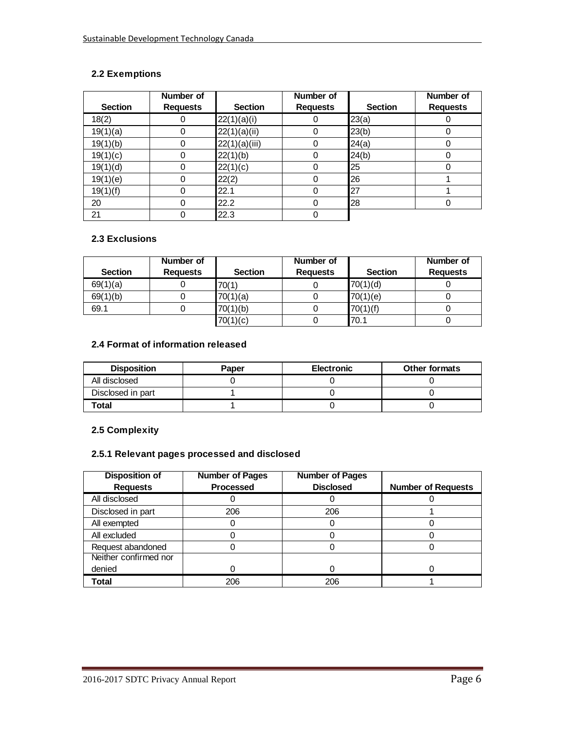## 2.2 Exemptions

| Section | Number of Requests | Section | Number of Requests | Section | Number of Requests |
|---|---|---|---|---|---|
| 18(2) | 0 | 22(1)(a)(i) | 0 | 23(a) | 0 |
| 19(1)(a) | 0 | 22(1)(a)(ii) | 0 | 23(b) | 0 |
| 19(1)(b) | 0 | 22(1)(a)(iii) | 0 | 24(a) | 0 |
| 19(1)(c) | 0 | 22(1)(b) | 0 | 24(b) | 0 |
| 19(1)(d) | 0 | 22(1)(c) | 0 | 25 | 0 |
| 19(1)(e) | 0 | 22(2) | 0 | 26 | 1 |
| 19(1)(f) | 0 | 22.1 | 0 | 27 | 1 |
| 20 | 0 | 22.2 | 0 | 28 | 0 |
| 21 | 0 | 22.3 | 0 | | |

## 2.3 Exclusions

| Section | Number of Requests | Section | Number of Requests | Section | Number of Requests |
|---|---|---|---|---|---|
| 69(1)(a) | 0 | 70(1) | 0 | 70(1)(d) | 0 |
| 69(1)(b) | 0 | 70(1)(a) | 0 | 70(1)(e) | 0 |
| 69.1 | 0 | 70(1)(b) | 0 | 70(1)(f) | 0 |
| | | 70(1)(c) | 0 | 70.1 | 0 |

## 2.4 Format of information released

| Disposition | Paper | Electronic | Other formats |
|---|---|---|---|
| All disclosed | 0 | 0 | 0 |
| Disclosed in part | 1 | 0 | 0 |
| **Total** | 1 | 0 | 0 |

## 2.5 Complexity

### 2.5.1 Relevant pages processed and disclosed

| Disposition of Requests | Number of Pages Processed | Number of Pages Disclosed | Number of Requests |
|---|---|---|---|
| All disclosed | 0 | 0 | 0 |
| Disclosed in part | 206 | 206 | 1 |
| All exempted | 0 | 0 | 0 |
| All excluded | 0 | 0 | 0 |
| Request abandoned | 0 | 0 | 0 |
| Neither confirmed nor denied | 0 | 0 | 0 |
| **Total** | 206 | 206 | 1 |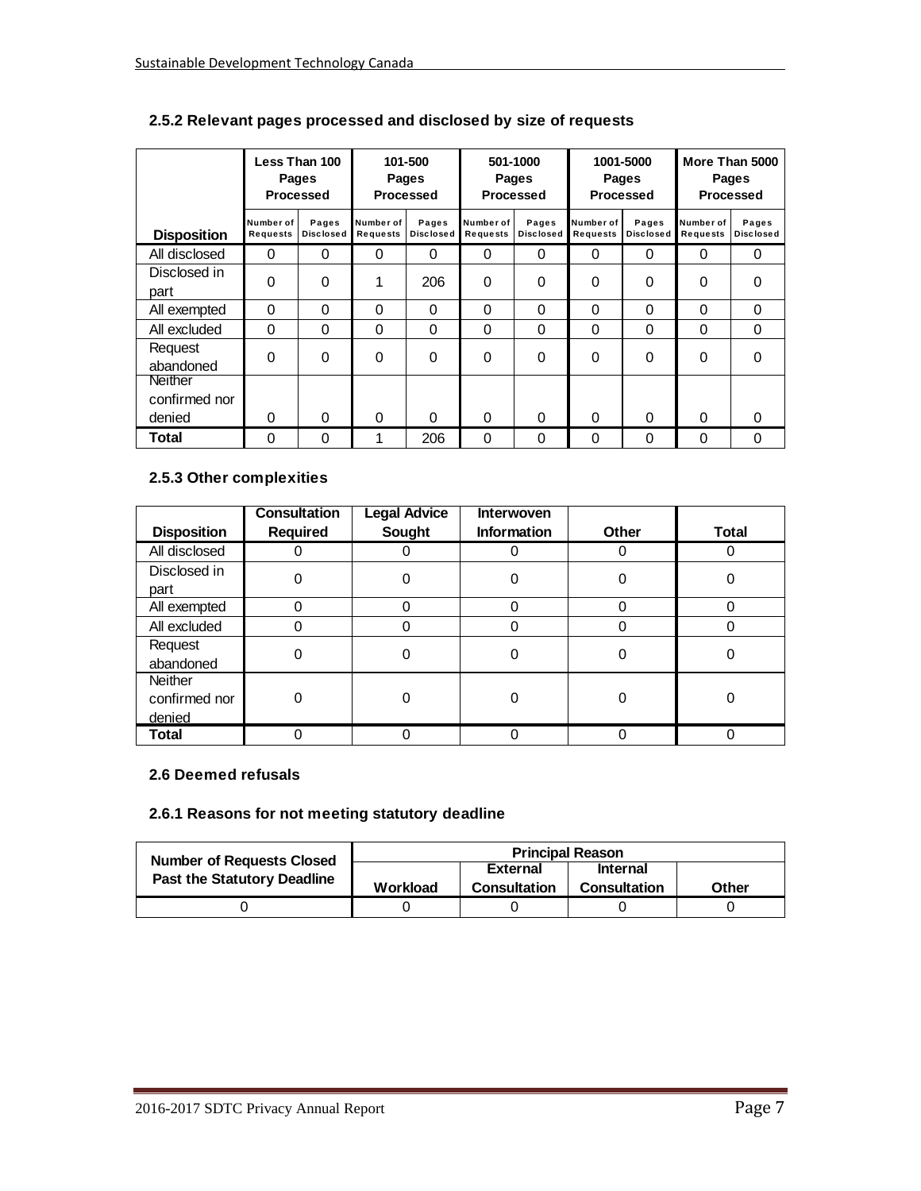### 2.5.2 Relevant pages processed and disclosed by size of requests

| Disposition | Less Than 100 Pages Processed | | 101-500 Pages Processed | | 501-1000 Pages Processed | | 1001-5000 Pages Processed | | More Than 5000 Pages Processed | |
|---|---|---|---|---|---|---|---|---|---|---|
| | Number of Requests | Pages Disclosed | Number of Requests | Pages Disclosed | Number of Requests | Pages Disclosed | Number of Requests | Pages Disclosed | Number of Requests | Pages Disclosed |
| All disclosed | 0 | 0 | 0 | 0 | 0 | 0 | 0 | 0 | 0 | 0 |
| Disclosed in part | 0 | 0 | 1 | 206 | 0 | 0 | 0 | 0 | 0 | 0 |
| All exempted | 0 | 0 | 0 | 0 | 0 | 0 | 0 | 0 | 0 | 0 |
| All excluded | 0 | 0 | 0 | 0 | 0 | 0 | 0 | 0 | 0 | 0 |
| Request abandoned | 0 | 0 | 0 | 0 | 0 | 0 | 0 | 0 | 0 | 0 |
| Neither confirmed nor denied | 0 | 0 | 0 | 0 | 0 | 0 | 0 | 0 | 0 | 0 |
| **Total** | 0 | 0 | 1 | 206 | 0 | 0 | 0 | 0 | 0 | 0 |

### 2.5.3 Other complexities

| Disposition | Consultation Required | Legal Advice Sought | Interwoven Information | Other | Total |
|---|---|---|---|---|---|
| All disclosed | 0 | 0 | 0 | 0 | 0 |
| Disclosed in part | 0 | 0 | 0 | 0 | 0 |
| All exempted | 0 | 0 | 0 | 0 | 0 |
| All excluded | 0 | 0 | 0 | 0 | 0 |
| Request abandoned | 0 | 0 | 0 | 0 | 0 |
| Neither confirmed nor denied | 0 | 0 | 0 | 0 | 0 |
| **Total** | 0 | 0 | 0 | 0 | 0 |

### 2.6 Deemed refusals

### 2.6.1 Reasons for not meeting statutory deadline

| Number of Requests Closed Past the Statutory Deadline | Principal Reason | | | |
|---|---|---|---|---|
| | Workload | External Consultation | Internal Consultation | Other |
| 0 | 0 | 0 | 0 | 0 |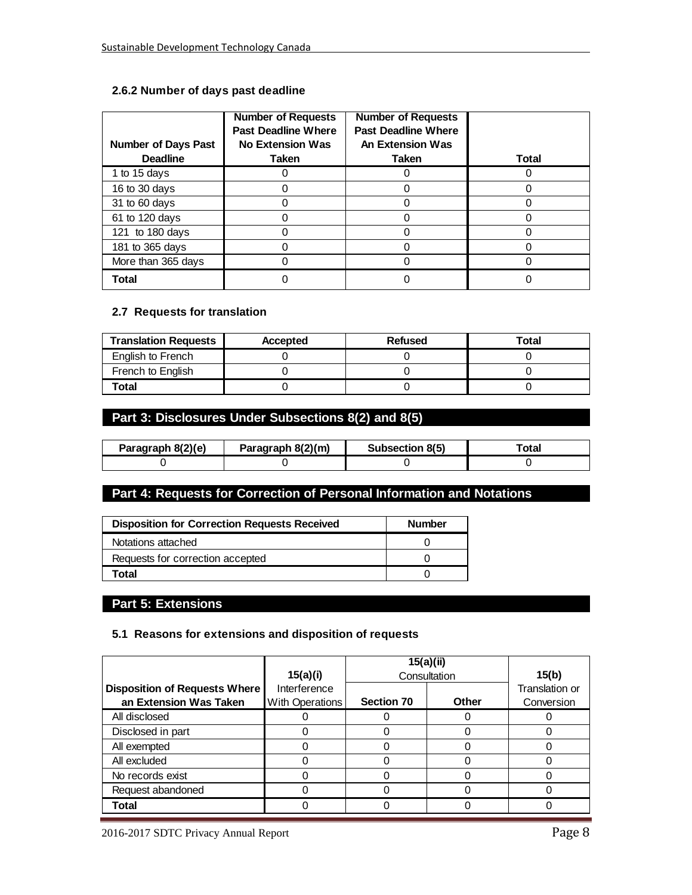### 2.6.2 Number of days past deadline

| Number of Days Past Deadline | Number of Requests Past Deadline Where No Extension Was Taken | Number of Requests Past Deadline Where An Extension Was Taken | Total |
|---|---|---|---|
| 1 to 15 days | 0 | 0 | 0 |
| 16 to 30 days | 0 | 0 | 0 |
| 31 to 60 days | 0 | 0 | 0 |
| 61 to 120 days | 0 | 0 | 0 |
| 121 to 180 days | 0 | 0 | 0 |
| 181 to 365 days | 0 | 0 | 0 |
| More than 365 days | 0 | 0 | 0 |
| **Total** | 0 | 0 | 0 |

### 2.7 Requests for translation

| Translation Requests | Accepted | Refused | Total |
|---|---|---|---|
| English to French | 0 | 0 | 0 |
| French to English | 0 | 0 | 0 |
| **Total** | 0 | 0 | 0 |

## Part 3: Disclosures Under Subsections 8(2) and 8(5)

| Paragraph 8(2)(e) | Paragraph 8(2)(m) | Subsection 8(5) | Total |
|---|---|---|---|
| 0 | 0 | 0 | 0 |

## Part 4: Requests for Correction of Personal Information and Notations

| Disposition for Correction Requests Received | Number |
|---|---|
| Notations attached | 0 |
| Requests for correction accepted | 0 |
| **Total** | 0 |

## Part 5: Extensions

### 5.1 Reasons for extensions and disposition of requests

| Disposition of Requests Where an Extension Was Taken | 15(a)(i) Interference With Operations | 15(a)(ii) Consultation | | 15(b) Translation or Conversion |
|---|---|---|---|---|
| | | Section 70 | Other | |
| All disclosed | 0 | 0 | 0 | 0 |
| Disclosed in part | 0 | 0 | 0 | 0 |
| All exempted | 0 | 0 | 0 | 0 |
| All excluded | 0 | 0 | 0 | 0 |
| No records exist | 0 | 0 | 0 | 0 |
| Request abandoned | 0 | 0 | 0 | 0 |
| **Total** | 0 | 0 | 0 | 0 |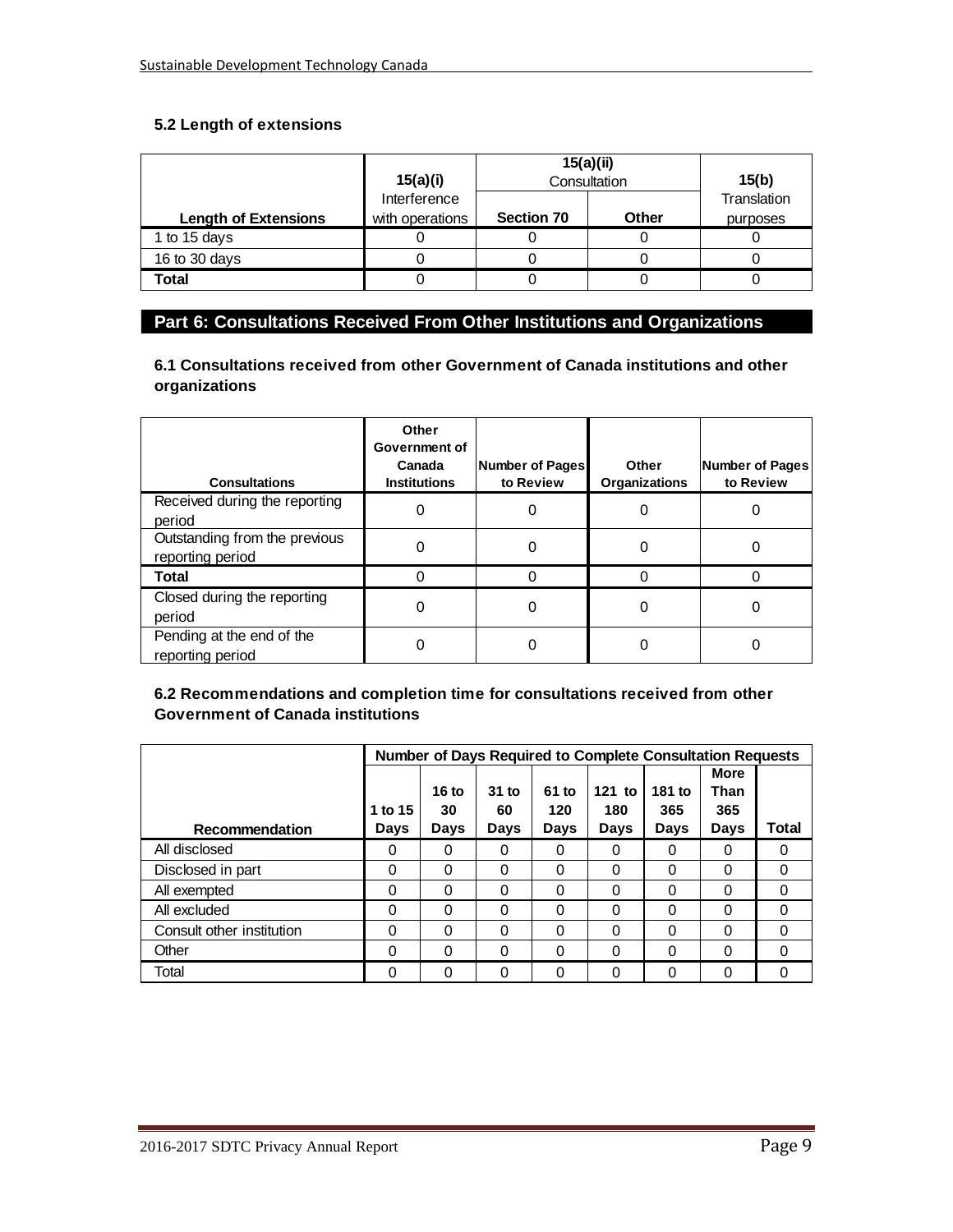### 5.2 Length of extensions

| Length of Extensions | 15(a)(i) Interference with operations | 15(a)(ii) Consultation | | 15(b) Translation purposes |
|---|---|---|---|---|
| | | Section 70 | Other | |
| 1 to 15 days | 0 | 0 | 0 | 0 |
| 16 to 30 days | 0 | 0 | 0 | 0 |
| **Total** | 0 | 0 | 0 | 0 |

## Part 6: Consultations Received From Other Institutions and Organizations

### 6.1 Consultations received from other Government of Canada institutions and other organizations

| Consultations | Other Government of Canada Institutions | Number of Pages to Review | Other Organizations | Number of Pages to Review |
|---|---|---|---|---|
| Received during the reporting period | 0 | 0 | 0 | 0 |
| Outstanding from the previous reporting period | 0 | 0 | 0 | 0 |
| **Total** | 0 | 0 | 0 | 0 |
| Closed during the reporting period | 0 | 0 | 0 | 0 |
| Pending at the end of the reporting period | 0 | 0 | 0 | 0 |

### 6.2 Recommendations and completion time for consultations received from other Government of Canada institutions

| Recommendation | Number of Days Required to Complete Consultation Requests | | | | | | | |
|---|---|---|---|---|---|---|---|---|
| | 1 to 15 Days | 16 to 30 Days | 31 to 60 Days | 61 to 120 Days | 121 to 180 Days | 181 to 365 Days | More Than 365 Days | Total |
| All disclosed | 0 | 0 | 0 | 0 | 0 | 0 | 0 | 0 |
| Disclosed in part | 0 | 0 | 0 | 0 | 0 | 0 | 0 | 0 |
| All exempted | 0 | 0 | 0 | 0 | 0 | 0 | 0 | 0 |
| All excluded | 0 | 0 | 0 | 0 | 0 | 0 | 0 | 0 |
| Consult other institution | 0 | 0 | 0 | 0 | 0 | 0 | 0 | 0 |
| Other | 0 | 0 | 0 | 0 | 0 | 0 | 0 | 0 |
| Total | 0 | 0 | 0 | 0 | 0 | 0 | 0 | 0 |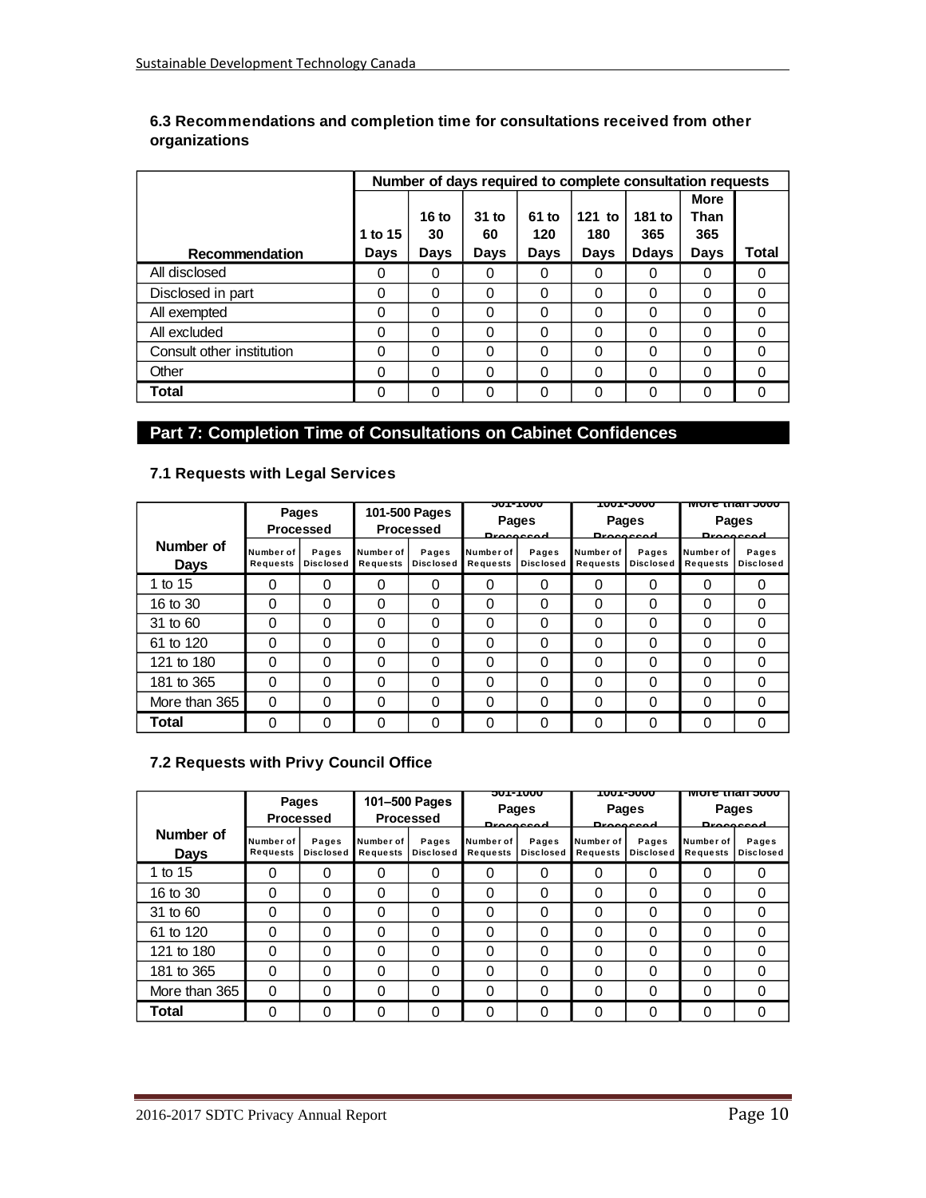### 6.3 Recommendations and completion time for consultations received from other organizations

| Recommendation | Number of days required to complete consultation requests | | | | | | | |
|---|---|---|---|---|---|---|---|---|
| | 1 to 15 Days | 16 to 30 Days | 31 to 60 Days | 61 to 120 Days | 121 to 180 Days | 181 to 365 Ddays | More Than 365 Days | Total |
| All disclosed | 0 | 0 | 0 | 0 | 0 | 0 | 0 | 0 |
| Disclosed in part | 0 | 0 | 0 | 0 | 0 | 0 | 0 | 0 |
| All exempted | 0 | 0 | 0 | 0 | 0 | 0 | 0 | 0 |
| All excluded | 0 | 0 | 0 | 0 | 0 | 0 | 0 | 0 |
| Consult other institution | 0 | 0 | 0 | 0 | 0 | 0 | 0 | 0 |
| Other | 0 | 0 | 0 | 0 | 0 | 0 | 0 | 0 |
| **Total** | 0 | 0 | 0 | 0 | 0 | 0 | 0 | 0 |

## Part 7: Completion Time of Consultations on Cabinet Confidences

### 7.1 Requests with Legal Services

| Number of Days | Pages Processed | | 101-500 Pages Processed | | 501-1000 Pages Processed | | 1001-5000 Pages Processed | | More than 5000 Pages Processed | |
|---|---|---|---|---|---|---|---|---|---|---|
| | Number of Requests | Pages Disclosed | Number of Requests | Pages Disclosed | Number of Requests | Pages Disclosed | Number of Requests | Pages Disclosed | Number of Requests | Pages Disclosed |
| 1 to 15 | 0 | 0 | 0 | 0 | 0 | 0 | 0 | 0 | 0 | 0 |
| 16 to 30 | 0 | 0 | 0 | 0 | 0 | 0 | 0 | 0 | 0 | 0 |
| 31 to 60 | 0 | 0 | 0 | 0 | 0 | 0 | 0 | 0 | 0 | 0 |
| 61 to 120 | 0 | 0 | 0 | 0 | 0 | 0 | 0 | 0 | 0 | 0 |
| 121 to 180 | 0 | 0 | 0 | 0 | 0 | 0 | 0 | 0 | 0 | 0 |
| 181 to 365 | 0 | 0 | 0 | 0 | 0 | 0 | 0 | 0 | 0 | 0 |
| More than 365 | 0 | 0 | 0 | 0 | 0 | 0 | 0 | 0 | 0 | 0 |
| **Total** | 0 | 0 | 0 | 0 | 0 | 0 | 0 | 0 | 0 | 0 |

### 7.2 Requests with Privy Council Office

| Number of Days | Pages Processed | | 101–500 Pages Processed | | 501-1000 Pages Processed | | 1001-5000 Pages Processed | | More than 5000 Pages Processed | |
|---|---|---|---|---|---|---|---|---|---|---|
| | Number of Requests | Pages Disclosed | Number of Requests | Pages Disclosed | Number of Requests | Pages Disclosed | Number of Requests | Pages Disclosed | Number of Requests | Pages Disclosed |
| 1 to 15 | 0 | 0 | 0 | 0 | 0 | 0 | 0 | 0 | 0 | 0 |
| 16 to 30 | 0 | 0 | 0 | 0 | 0 | 0 | 0 | 0 | 0 | 0 |
| 31 to 60 | 0 | 0 | 0 | 0 | 0 | 0 | 0 | 0 | 0 | 0 |
| 61 to 120 | 0 | 0 | 0 | 0 | 0 | 0 | 0 | 0 | 0 | 0 |
| 121 to 180 | 0 | 0 | 0 | 0 | 0 | 0 | 0 | 0 | 0 | 0 |
| 181 to 365 | 0 | 0 | 0 | 0 | 0 | 0 | 0 | 0 | 0 | 0 |
| More than 365 | 0 | 0 | 0 | 0 | 0 | 0 | 0 | 0 | 0 | 0 |
| **Total** | 0 | 0 | 0 | 0 | 0 | 0 | 0 | 0 | 0 | 0 |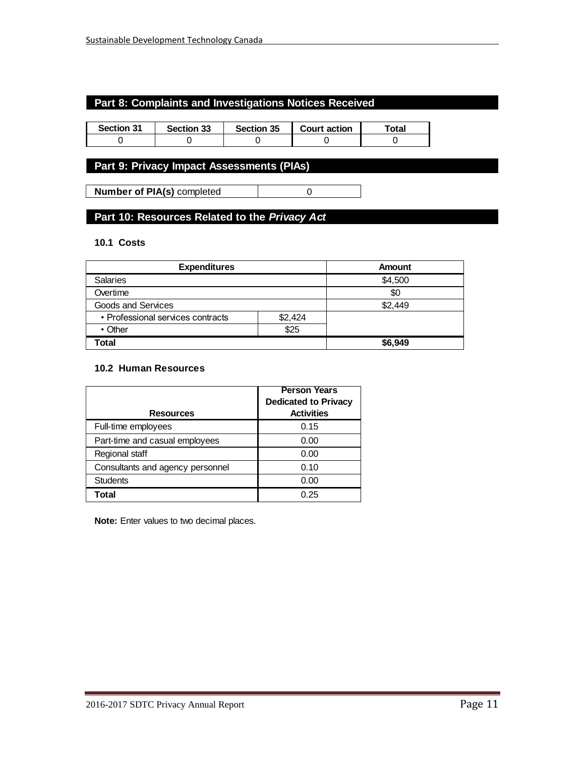## Part 8: Complaints and Investigations Notices Received

| Section 31 | Section 33 | Section 35 | Court action | Total |
|---|---|---|---|---|
| 0 | 0 | 0 | 0 | 0 |

## Part 9: Privacy Impact Assessments (PIAs)

| **Number of PIA(s)** completed | 0 |
|---|---|

## Part 10: Resources Related to the *Privacy Act*

### 10.1 Costs

| Expenditures | | Amount |
|---|---|---|
| Salaries | | $4,500 |
| Overtime | | $0 |
| Goods and Services | | $2,449 |
| • Professional services contracts | $2,424 | |
| • Other | $25 | |
| **Total** | | **$6,949** |

### 10.2 Human Resources

| Resources | Person Years Dedicated to Privacy Activities |
|---|---|
| Full-time employees | 0.15 |
| Part-time and casual employees | 0.00 |
| Regional staff | 0.00 |
| Consultants and agency personnel | 0.10 |
| Students | 0.00 |
| **Total** | 0.25 |

**Note:** Enter values to two decimal places.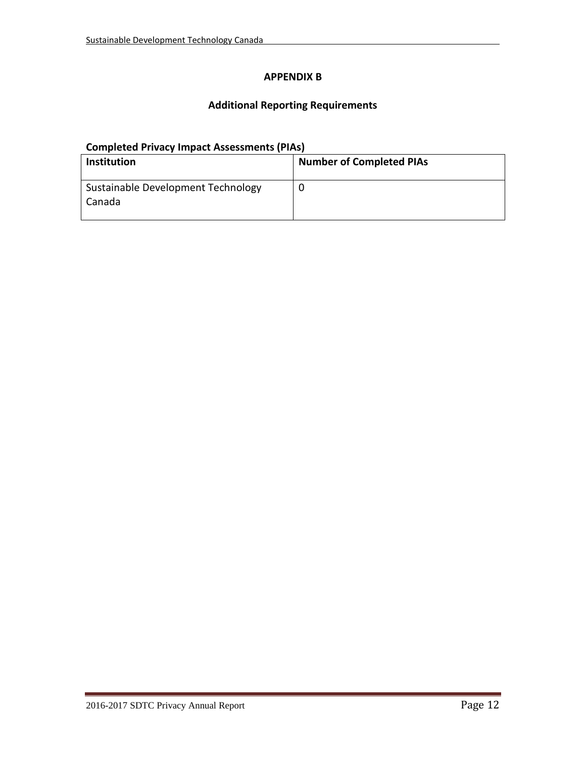# APPENDIX B

## Additional Reporting Requirements

**Completed Privacy Impact Assessments (PIAs)**

| Institution | Number of Completed PIAs |
|---|---|
| Sustainable Development Technology Canada | 0 |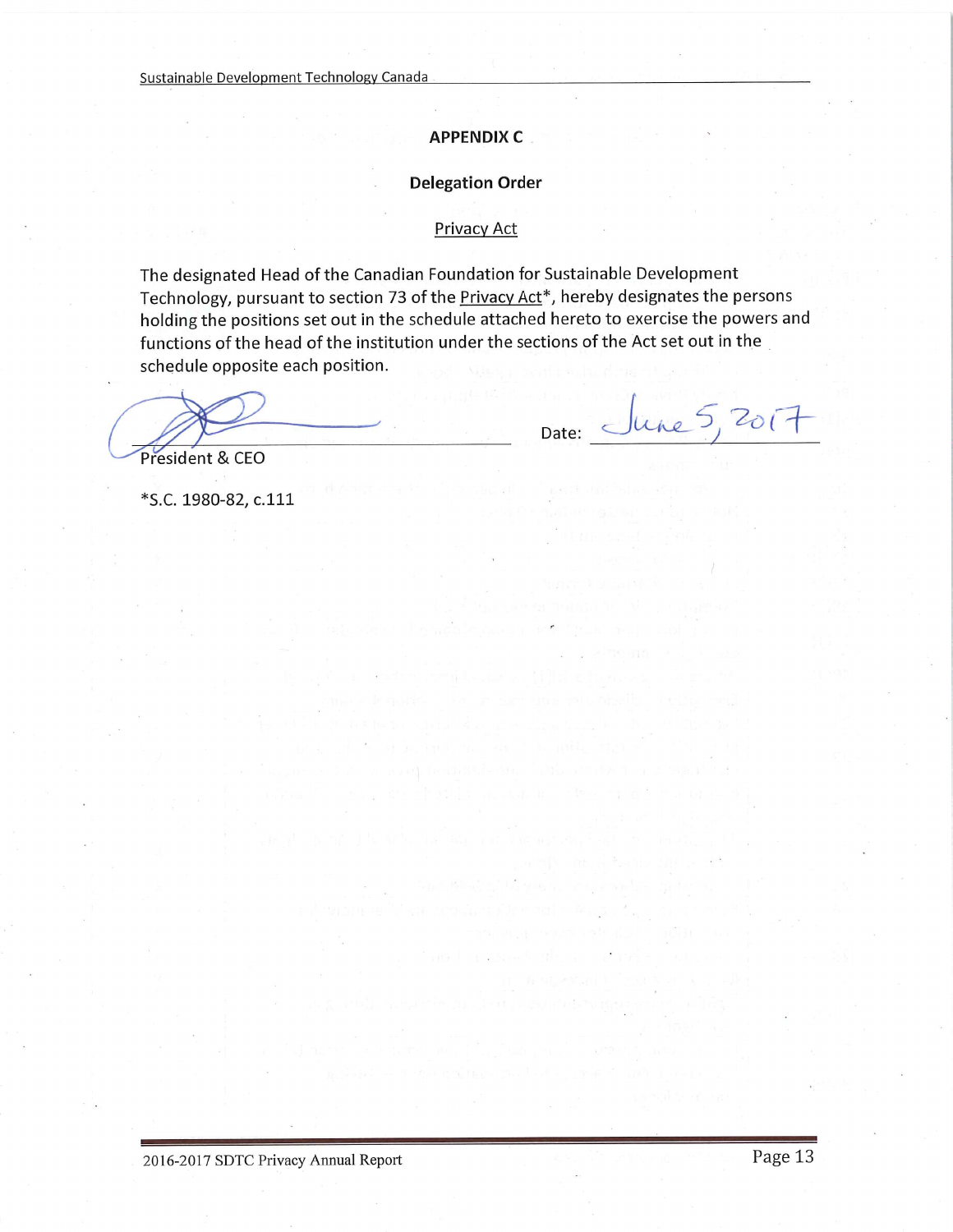**APPENDIX C**

**Delegation Order**

Privacy Act

The designated Head of the Canadian Foundation for Sustainable Development Technology, pursuant to section 73 of the Privacy Act*, hereby designates the persons holding the positions set out in the schedule attached hereto to exercise the powers and functions of the head of the institution under the sections of the Act set out in the schedule opposite each position.

President & CEO

Date: June 5, 2017

*S.C. 1980-82, c.111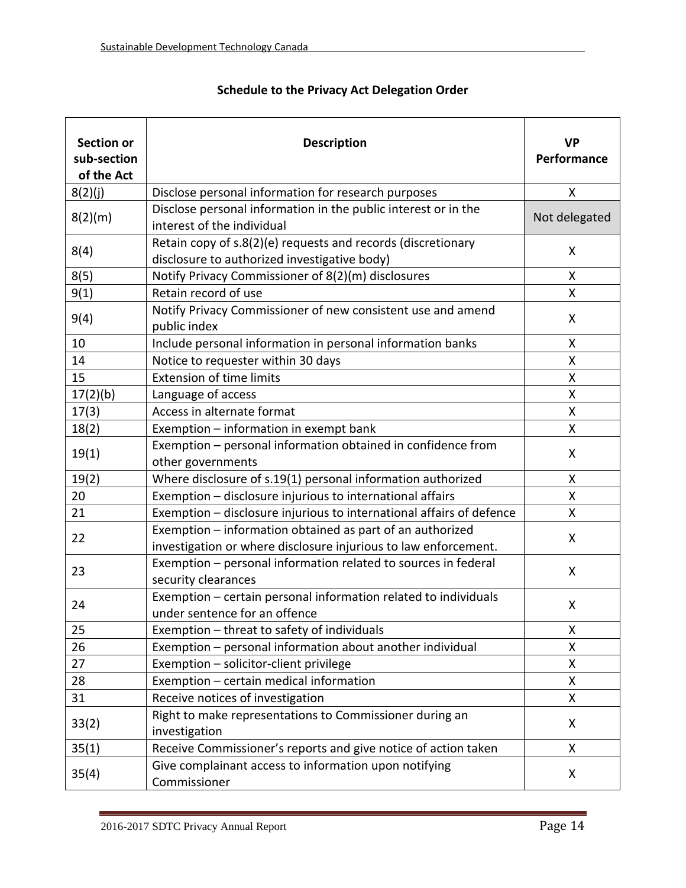**Schedule to the Privacy Act Delegation Order**

| Section or sub-section of the Act | Description | VP Performance |
|---|---|---|
| 8(2)(j) | Disclose personal information for research purposes | X |
| 8(2)(m) | Disclose personal information in the public interest or in the interest of the individual | Not delegated |
| 8(4) | Retain copy of s.8(2)(e) requests and records (discretionary disclosure to authorized investigative body) | X |
| 8(5) | Notify Privacy Commissioner of 8(2)(m) disclosures | X |
| 9(1) | Retain record of use | X |
| 9(4) | Notify Privacy Commissioner of new consistent use and amend public index | X |
| 10 | Include personal information in personal information banks | X |
| 14 | Notice to requester within 30 days | X |
| 15 | Extension of time limits | X |
| 17(2)(b) | Language of access | X |
| 17(3) | Access in alternate format | X |
| 18(2) | Exemption – information in exempt bank | X |
| 19(1) | Exemption – personal information obtained in confidence from other governments | X |
| 19(2) | Where disclosure of s.19(1) personal information authorized | X |
| 20 | Exemption – disclosure injurious to international affairs | X |
| 21 | Exemption – disclosure injurious to international affairs of defence | X |
| 22 | Exemption – information obtained as part of an authorized investigation or where disclosure injurious to law enforcement. | X |
| 23 | Exemption – personal information related to sources in federal security clearances | X |
| 24 | Exemption – certain personal information related to individuals under sentence for an offence | X |
| 25 | Exemption – threat to safety of individuals | X |
| 26 | Exemption – personal information about another individual | X |
| 27 | Exemption – solicitor-client privilege | X |
| 28 | Exemption – certain medical information | X |
| 31 | Receive notices of investigation | X |
| 33(2) | Right to make representations to Commissioner during an investigation | X |
| 35(1) | Receive Commissioner's reports and give notice of action taken | X |
| 35(4) | Give complainant access to information upon notifying Commissioner | X |